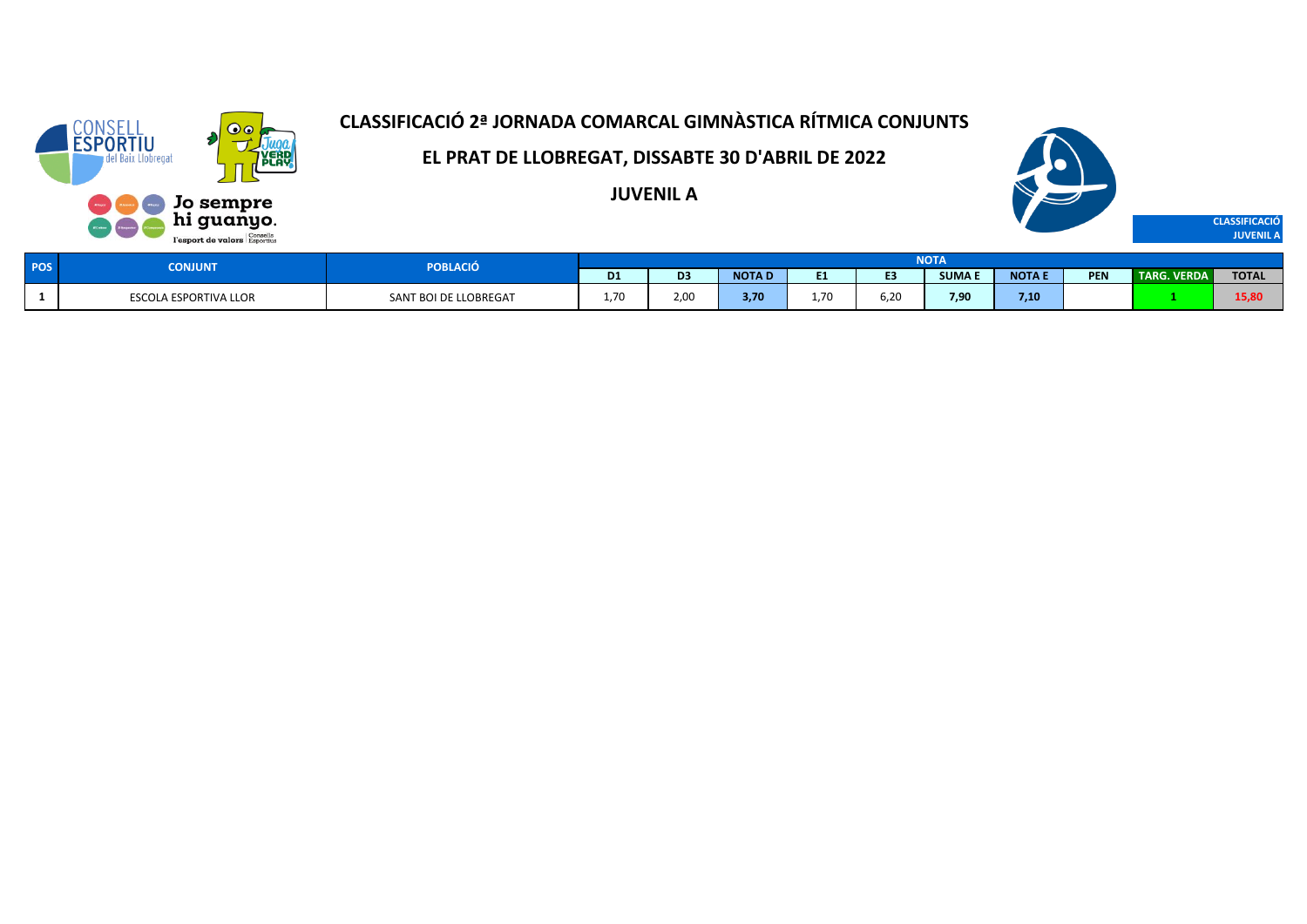# CLASSIFICACIÓ 2ª JORNADA COMARCAL GIMNÀSTICA RÍTMICA CONJUNTS

## EL PRAT DE LLOBREGAT, DISSABTE 30 D'ABRIL DE 2022

## JUVENIL A

**CLASSIFICACIÓ JUVENIL A**

| POS | CONJUNT | POBLACIÓ | NOTA | | | | | | | | | |
|---|---|---|---|---|---|---|---|---|---|---|---|---|
| | | | D1 | D3 | NOTA D | E1 | E3 | SUMA E | NOTA E | PEN | TARG. VERDA | TOTAL |
| 1 | ESCOLA ESPORTIVA LLOR | SANT BOI DE LLOBREGAT | 1,70 | 2,00 | 3,70 | 1,70 | 6,20 | 7,90 | 7,10 | | 1 | 15,80 |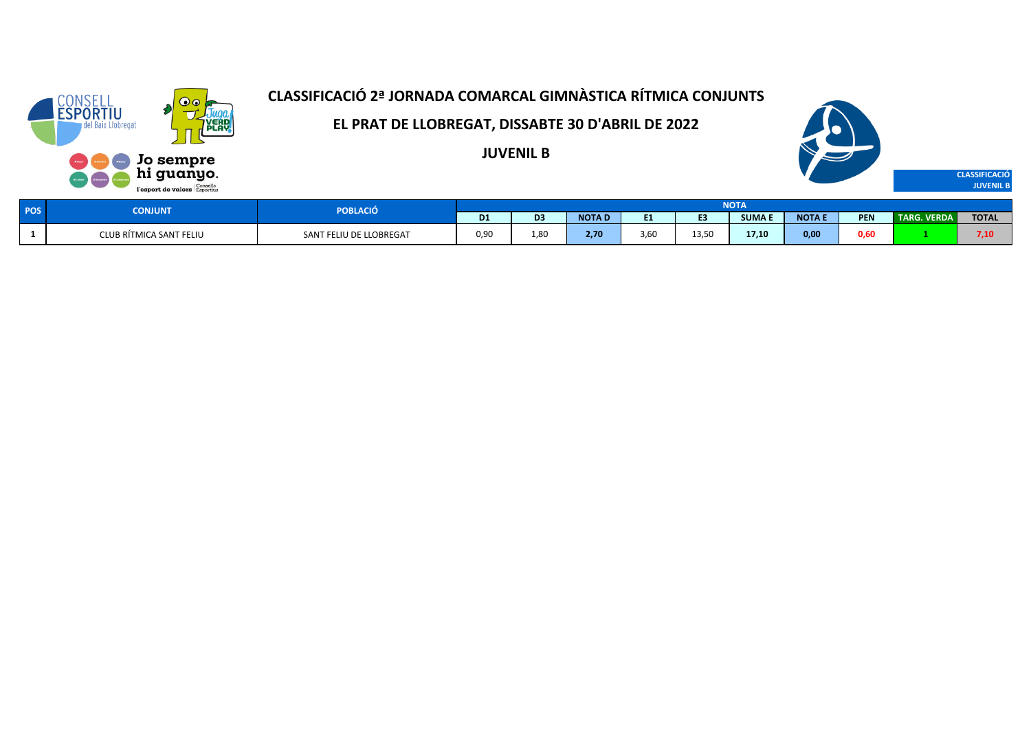# CLASSIFICACIÓ 2ª JORNADA COMARCAL GIMNÀSTICA RÍTMICA CONJUNTS

## EL PRAT DE LLOBREGAT, DISSABTE 30 D'ABRIL DE 2022

## JUVENIL B

CLASSIFICACIÓ JUVENIL B

| POS | CONJUNT | POBLACIÓ | NOTA | | | | | | | | | |
|---|---|---|---|---|---|---|---|---|---|---|---|---|
| | | | D1 | D3 | NOTA D | E1 | E3 | SUMA E | NOTA E | PEN | TARG. VERDA | TOTAL |
| 1 | CLUB RÍTMICA SANT FELIU | SANT FELIU DE LLOBREGAT | 0,90 | 1,80 | 2,70 | 3,60 | 13,50 | 17,10 | 0,00 | 0,60 | 1 | 7,10 |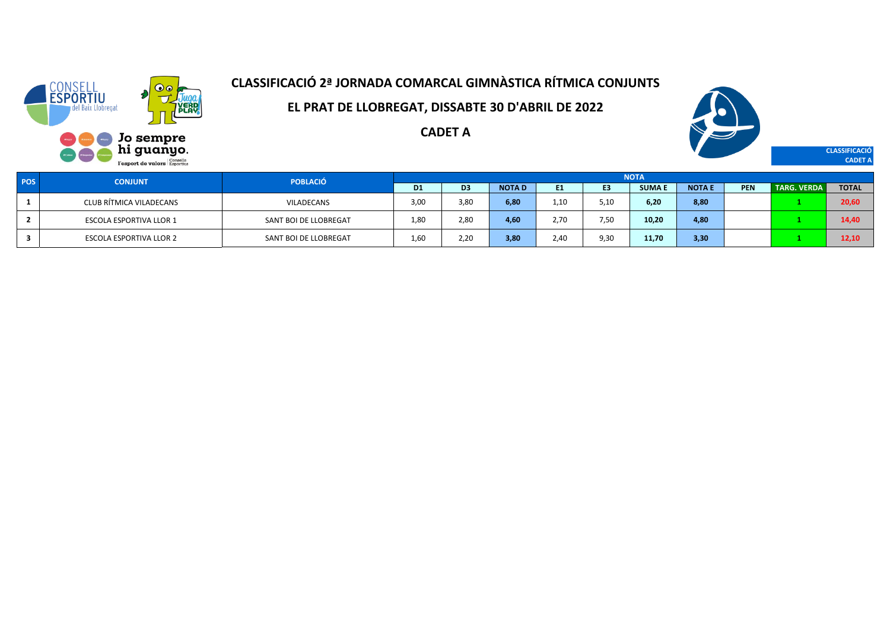# CLASSIFICACIÓ 2ª JORNADA COMARCAL GIMNÀSTICA RÍTMICA CONJUNTS

## EL PRAT DE LLOBREGAT, DISSABTE 30 D'ABRIL DE 2022

## CADET A

CLASSIFICACIÓ CADET A

| POS | CONJUNT | POBLACIÓ | NOTA | | | | | | | | | |
|---|---|---|---|---|---|---|---|---|---|---|---|---|
| | | | D1 | D3 | NOTA D | E1 | E3 | SUMA E | NOTA E | PEN | TARG. VERDA | TOTAL |
| 1 | CLUB RÍTMICA VILADECANS | VILADECANS | 3,00 | 3,80 | 6,80 | 1,10 | 5,10 | 6,20 | 8,80 | | 1 | 20,60 |
| 2 | ESCOLA ESPORTIVA LLOR 1 | SANT BOI DE LLOBREGAT | 1,80 | 2,80 | 4,60 | 2,70 | 7,50 | 10,20 | 4,80 | | 1 | 14,40 |
| 3 | ESCOLA ESPORTIVA LLOR 2 | SANT BOI DE LLOBREGAT | 1,60 | 2,20 | 3,80 | 2,40 | 9,30 | 11,70 | 3,30 | | 1 | 12,10 |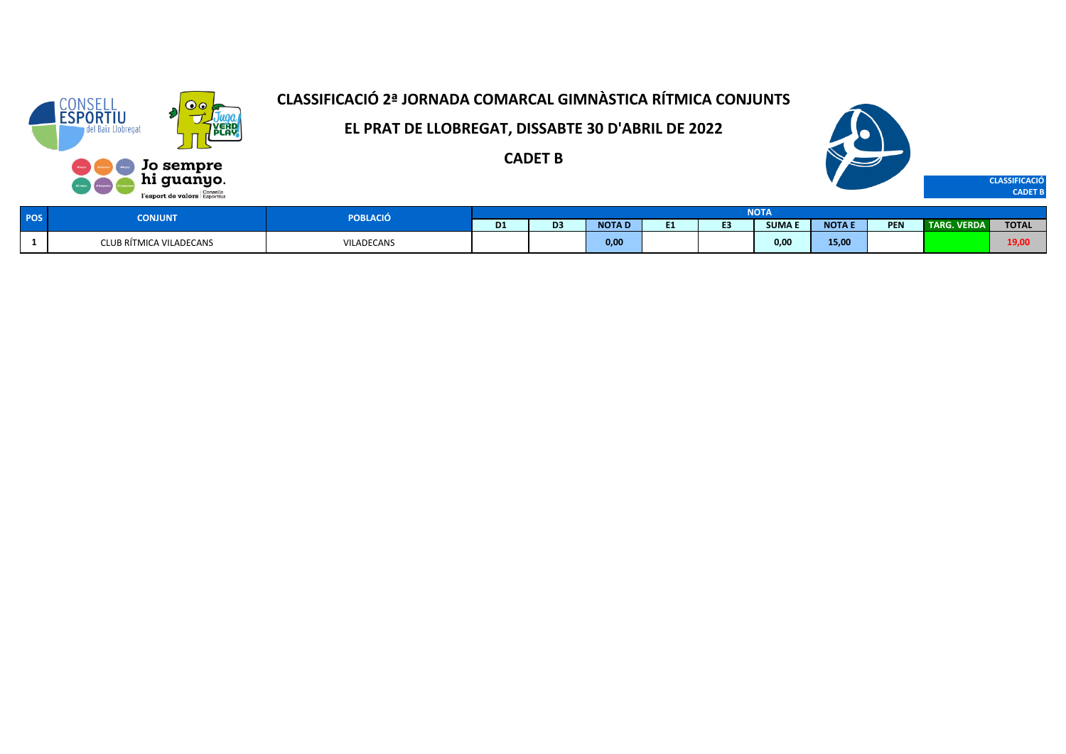# CLASSIFICACIÓ 2ª JORNADA COMARCAL GIMNÀSTICA RÍTMICA CONJUNTS

## EL PRAT DE LLOBREGAT, DISSABTE 30 D'ABRIL DE 2022

## CADET B

CLASSIFICACIÓ
CADET B

| POS | CONJUNT | POBLACIÓ | NOTA | | | | | | | | | |
|---|---|---|---|---|---|---|---|---|---|---|---|---|
| | | | D1 | D3 | NOTA D | E1 | E3 | SUMA E | NOTA E | PEN | TARG. VERDA | TOTAL |
| 1 | CLUB RÍTMICA VILADECANS | VILADECANS | | | 0,00 | | | 0,00 | 15,00 | | | 19,00 |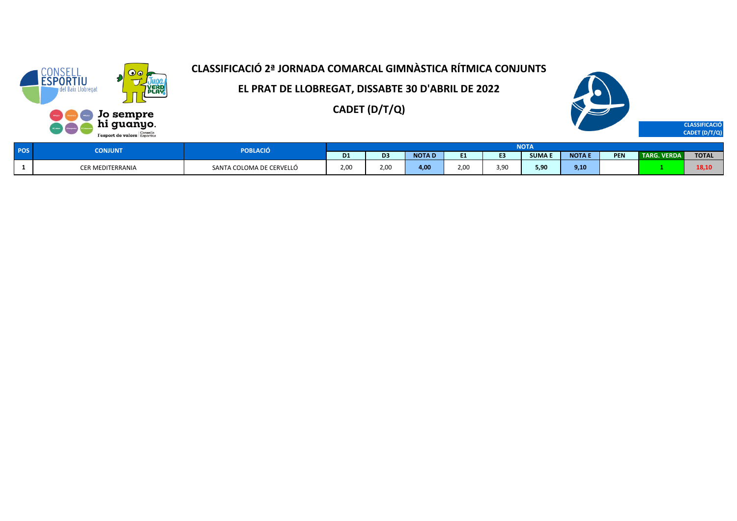# CLASSIFICACIÓ 2ª JORNADA COMARCAL GIMNÀSTICA RÍTMICA CONJUNTS

## EL PRAT DE LLOBREGAT, DISSABTE 30 D'ABRIL DE 2022

## CADET (D/T/Q)

CLASSIFICACIÓ CADET (D/T/Q)

| POS | CONJUNT | POBLACIÓ | NOTA | | | | | | | | | |
|---|---|---|---|---|---|---|---|---|---|---|---|---|
| | | | D1 | D3 | NOTA D | E1 | E3 | SUMA E | NOTA E | PEN | TARG. VERDA | TOTAL |
| 1 | CER MEDITERRANIA | SANTA COLOMA DE CERVELLÓ | 2,00 | 2,00 | **4,00** | 2,00 | 3,90 | **5,90** | **9,10** | | **1** | **18,10** |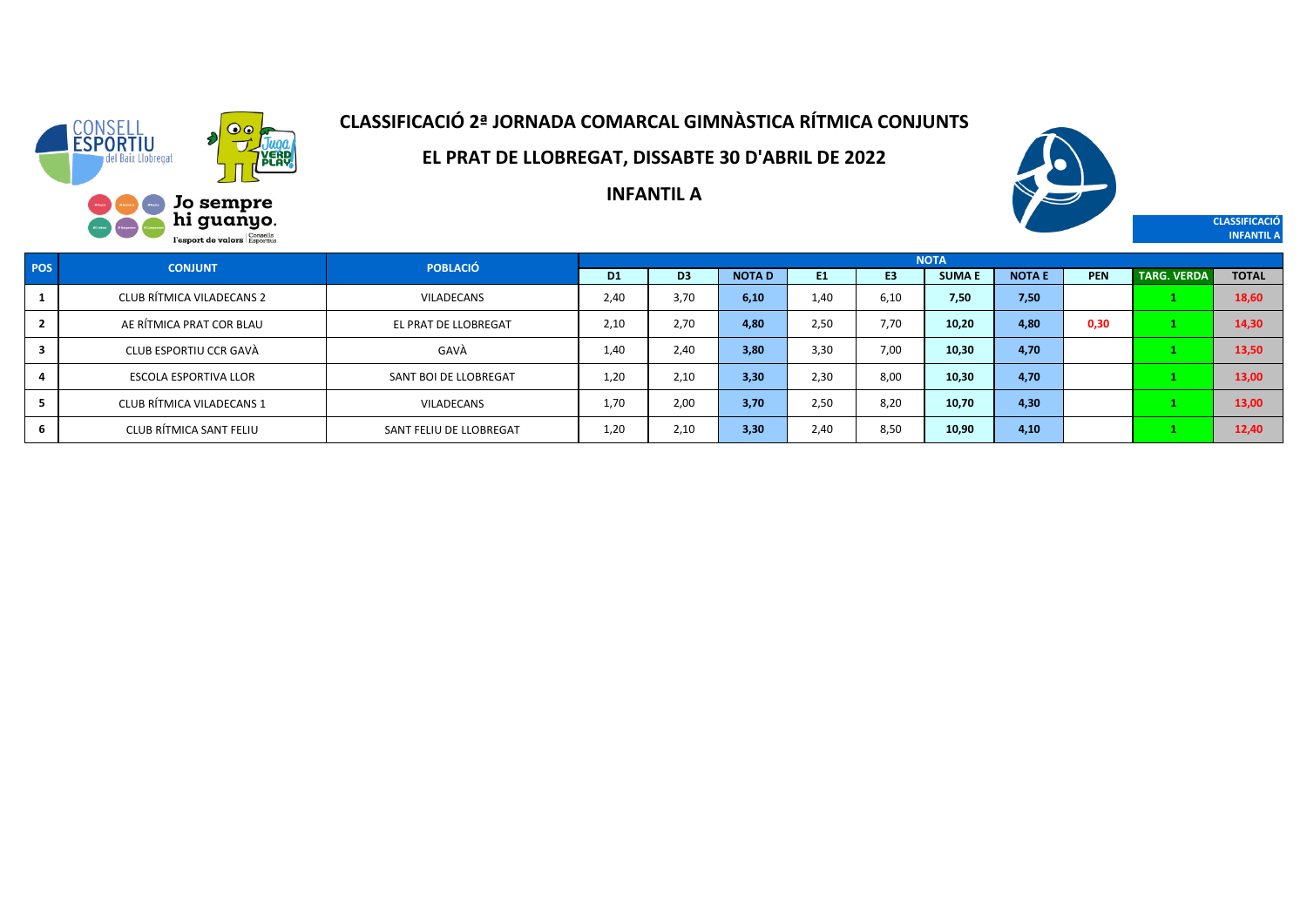# CLASSIFICACIÓ 2ª JORNADA COMARCAL GIMNÀSTICA RÍTMICA CONJUNTS

## EL PRAT DE LLOBREGAT, DISSABTE 30 D'ABRIL DE 2022

## INFANTIL A

CLASSIFICACIÓ INFANTIL A

| POS | CONJUNT | POBLACIÓ | NOTA | | | | | | | | | |
|---|---|---|---|---|---|---|---|---|---|---|---|---|
| | | | D1 | D3 | NOTA D | E1 | E3 | SUMA E | NOTA E | PEN | TARG. VERDA | TOTAL |
| 1 | CLUB RÍTMICA VILADECANS 2 | VILADECANS | 2,40 | 3,70 | 6,10 | 1,40 | 6,10 | 7,50 | 7,50 | | 1 | 18,60 |
| 2 | AE RÍTMICA PRAT COR BLAU | EL PRAT DE LLOBREGAT | 2,10 | 2,70 | 4,80 | 2,50 | 7,70 | 10,20 | 4,80 | 0,30 | 1 | 14,30 |
| 3 | CLUB ESPORTIU CCR GAVÀ | GAVÀ | 1,40 | 2,40 | 3,80 | 3,30 | 7,00 | 10,30 | 4,70 | | 1 | 13,50 |
| 4 | ESCOLA ESPORTIVA LLOR | SANT BOI DE LLOBREGAT | 1,20 | 2,10 | 3,30 | 2,30 | 8,00 | 10,30 | 4,70 | | 1 | 13,00 |
| 5 | CLUB RÍTMICA VILADECANS 1 | VILADECANS | 1,70 | 2,00 | 3,70 | 2,50 | 8,20 | 10,70 | 4,30 | | 1 | 13,00 |
| 6 | CLUB RÍTMICA SANT FELIU | SANT FELIU DE LLOBREGAT | 1,20 | 2,10 | 3,30 | 2,40 | 8,50 | 10,90 | 4,10 | | 1 | 12,40 |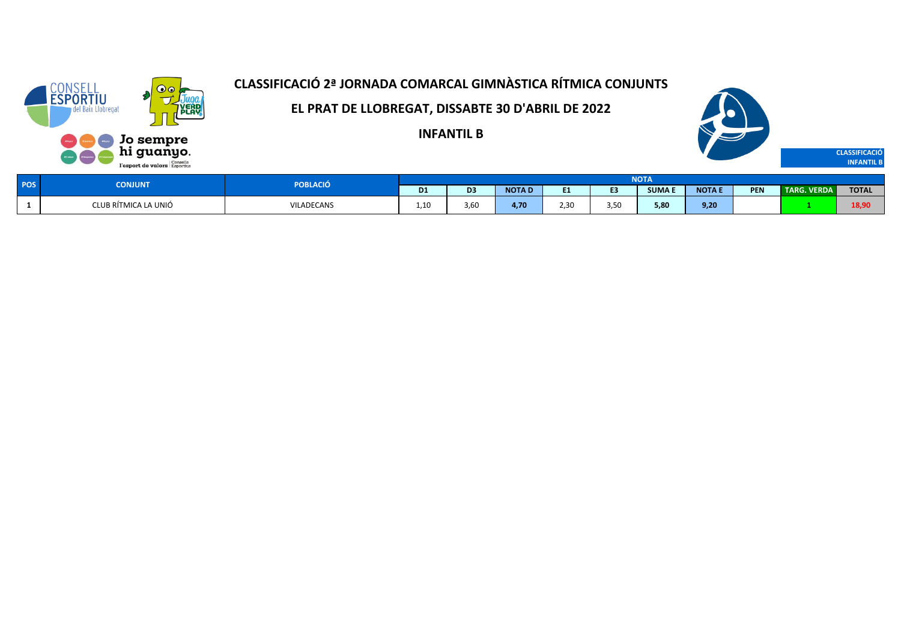# CLASSIFICACIÓ 2ª JORNADA COMARCAL GIMNÀSTICA RÍTMICA CONJUNTS

## EL PRAT DE LLOBREGAT, DISSABTE 30 D'ABRIL DE 2022

## INFANTIL B

CLASSIFICACIÓ INFANTIL B

| POS | CONJUNT | POBLACIÓ | NOTA | | | | | | | | | |
|---|---|---|---|---|---|---|---|---|---|---|---|---|
| | | | D1 | D3 | NOTA D | E1 | E3 | SUMA E | NOTA E | PEN | TARG. VERDA | TOTAL |
| 1 | CLUB RÍTMICA LA UNIÓ | VILADECANS | 1,10 | 3,60 | **4,70** | 2,30 | 3,50 | **5,80** | **9,20** | | **1** | **18,90** |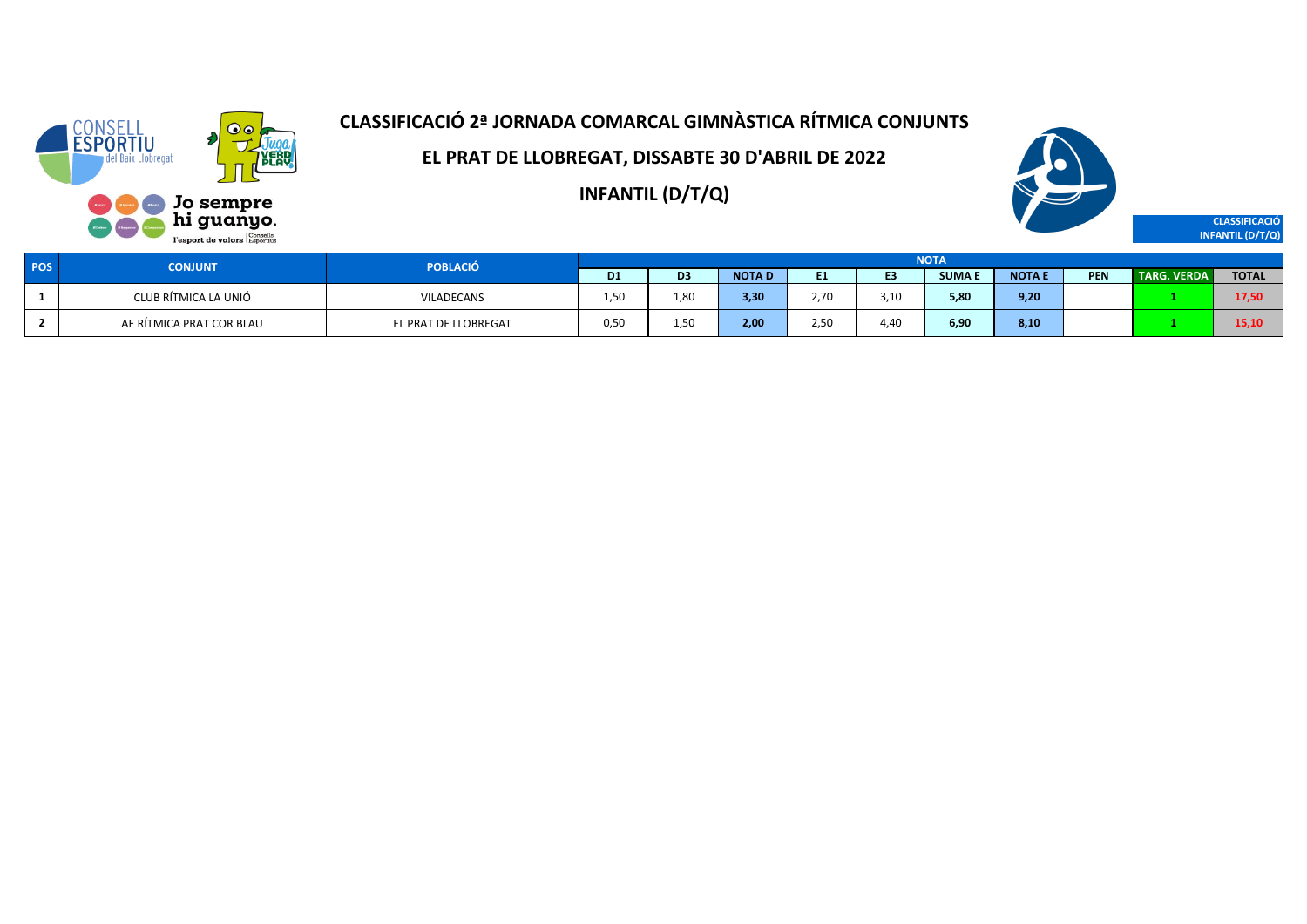# CLASSIFICACIÓ 2ª JORNADA COMARCAL GIMNÀSTICA RÍTMICA CONJUNTS

## EL PRAT DE LLOBREGAT, DISSABTE 30 D'ABRIL DE 2022

## INFANTIL (D/T/Q)

**CLASSIFICACIÓ INFANTIL (D/T/Q)**

| POS | CONJUNT | POBLACIÓ | NOTA | | | | | | | | | |
|---|---|---|---|---|---|---|---|---|---|---|---|---|
| | | | D1 | D3 | NOTA D | E1 | E3 | SUMA E | NOTA E | PEN | TARG. VERDA | TOTAL |
| 1 | CLUB RÍTMICA LA UNIÓ | VILADECANS | 1,50 | 1,80 | **3,30** | 2,70 | 3,10 | **5,80** | **9,20** | | **1** | **17,50** |
| 2 | AE RÍTMICA PRAT COR BLAU | EL PRAT DE LLOBREGAT | 0,50 | 1,50 | **2,00** | 2,50 | 4,40 | **6,90** | **8,10** | | **1** | **15,10** |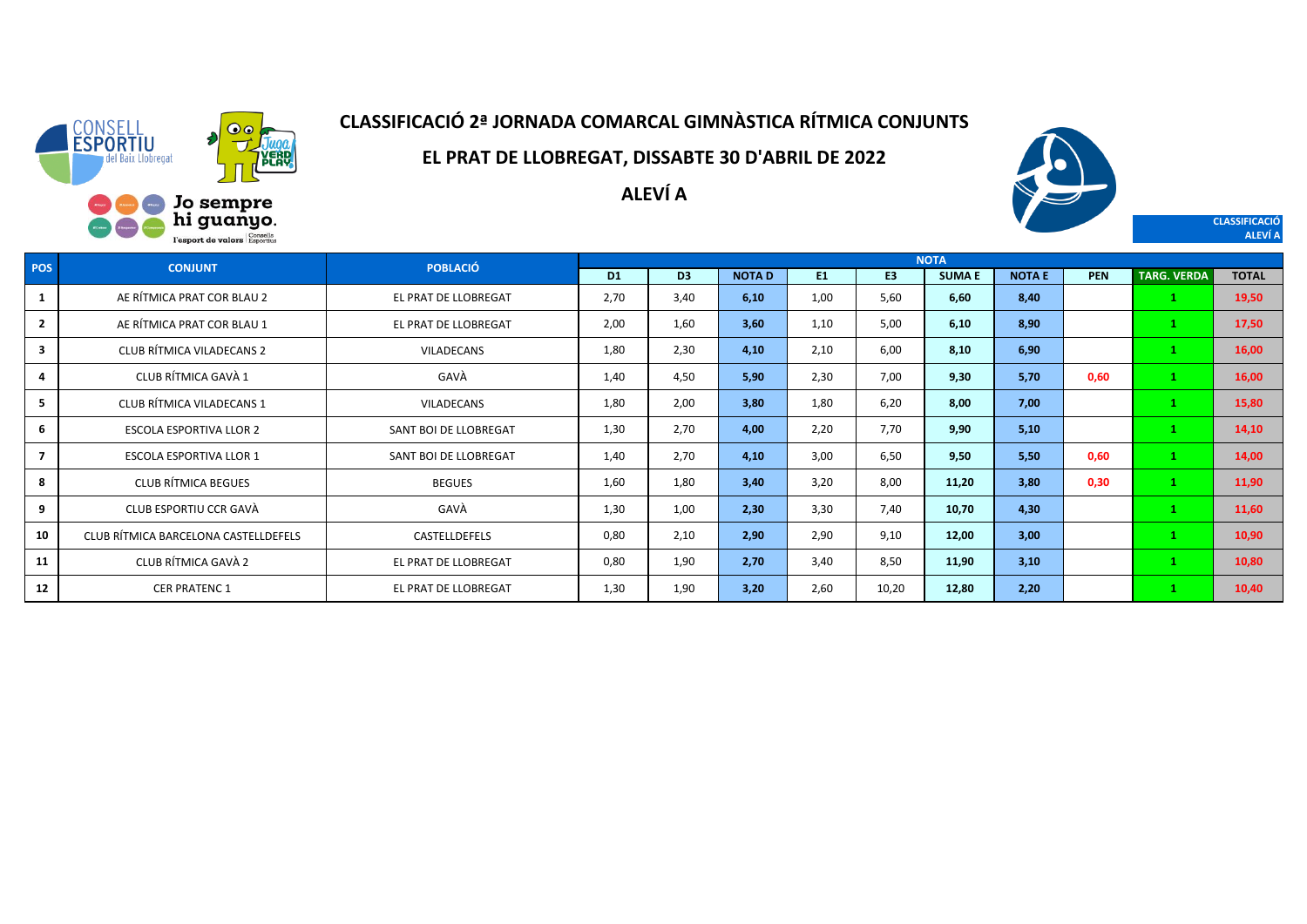# CLASSIFICACIÓ 2ª JORNADA COMARCAL GIMNÀSTICA RÍTMICA CONJUNTS

## EL PRAT DE LLOBREGAT, DISSABTE 30 D'ABRIL DE 2022

## ALEVÍ A

CLASSIFICACIÓ ALEVÍ A

| POS | CONJUNT | POBLACIÓ | NOTA | | | | | | | | | |
|---|---|---|---|---|---|---|---|---|---|---|---|---|
| | | | D1 | D3 | NOTA D | E1 | E3 | SUMA E | NOTA E | PEN | TARG. VERDA | TOTAL |
| 1 | AE RÍTMICA PRAT COR BLAU 2 | EL PRAT DE LLOBREGAT | 2,70 | 3,40 | 6,10 | 1,00 | 5,60 | 6,60 | 8,40 | | 1 | 19,50 |
| 2 | AE RÍTMICA PRAT COR BLAU 1 | EL PRAT DE LLOBREGAT | 2,00 | 1,60 | 3,60 | 1,10 | 5,00 | 6,10 | 8,90 | | 1 | 17,50 |
| 3 | CLUB RÍTMICA VILADECANS 2 | VILADECANS | 1,80 | 2,30 | 4,10 | 2,10 | 6,00 | 8,10 | 6,90 | | 1 | 16,00 |
| 4 | CLUB RÍTMICA GAVÀ 1 | GAVÀ | 1,40 | 4,50 | 5,90 | 2,30 | 7,00 | 9,30 | 5,70 | 0,60 | 1 | 16,00 |
| 5 | CLUB RÍTMICA VILADECANS 1 | VILADECANS | 1,80 | 2,00 | 3,80 | 1,80 | 6,20 | 8,00 | 7,00 | | 1 | 15,80 |
| 6 | ESCOLA ESPORTIVA LLOR 2 | SANT BOI DE LLOBREGAT | 1,30 | 2,70 | 4,00 | 2,20 | 7,70 | 9,90 | 5,10 | | 1 | 14,10 |
| 7 | ESCOLA ESPORTIVA LLOR 1 | SANT BOI DE LLOBREGAT | 1,40 | 2,70 | 4,10 | 3,00 | 6,50 | 9,50 | 5,50 | 0,60 | 1 | 14,00 |
| 8 | CLUB RÍTMICA BEGUES | BEGUES | 1,60 | 1,80 | 3,40 | 3,20 | 8,00 | 11,20 | 3,80 | 0,30 | 1 | 11,90 |
| 9 | CLUB ESPORTIU CCR GAVÀ | GAVÀ | 1,30 | 1,00 | 2,30 | 3,30 | 7,40 | 10,70 | 4,30 | | 1 | 11,60 |
| 10 | CLUB RÍTMICA BARCELONA CASTELLDEFELS | CASTELLDEFELS | 0,80 | 2,10 | 2,90 | 2,90 | 9,10 | 12,00 | 3,00 | | 1 | 10,90 |
| 11 | CLUB RÍTMICA GAVÀ 2 | EL PRAT DE LLOBREGAT | 0,80 | 1,90 | 2,70 | 3,40 | 8,50 | 11,90 | 3,10 | | 1 | 10,80 |
| 12 | CER PRATENC 1 | EL PRAT DE LLOBREGAT | 1,30 | 1,90 | 3,20 | 2,60 | 10,20 | 12,80 | 2,20 | | 1 | 10,40 |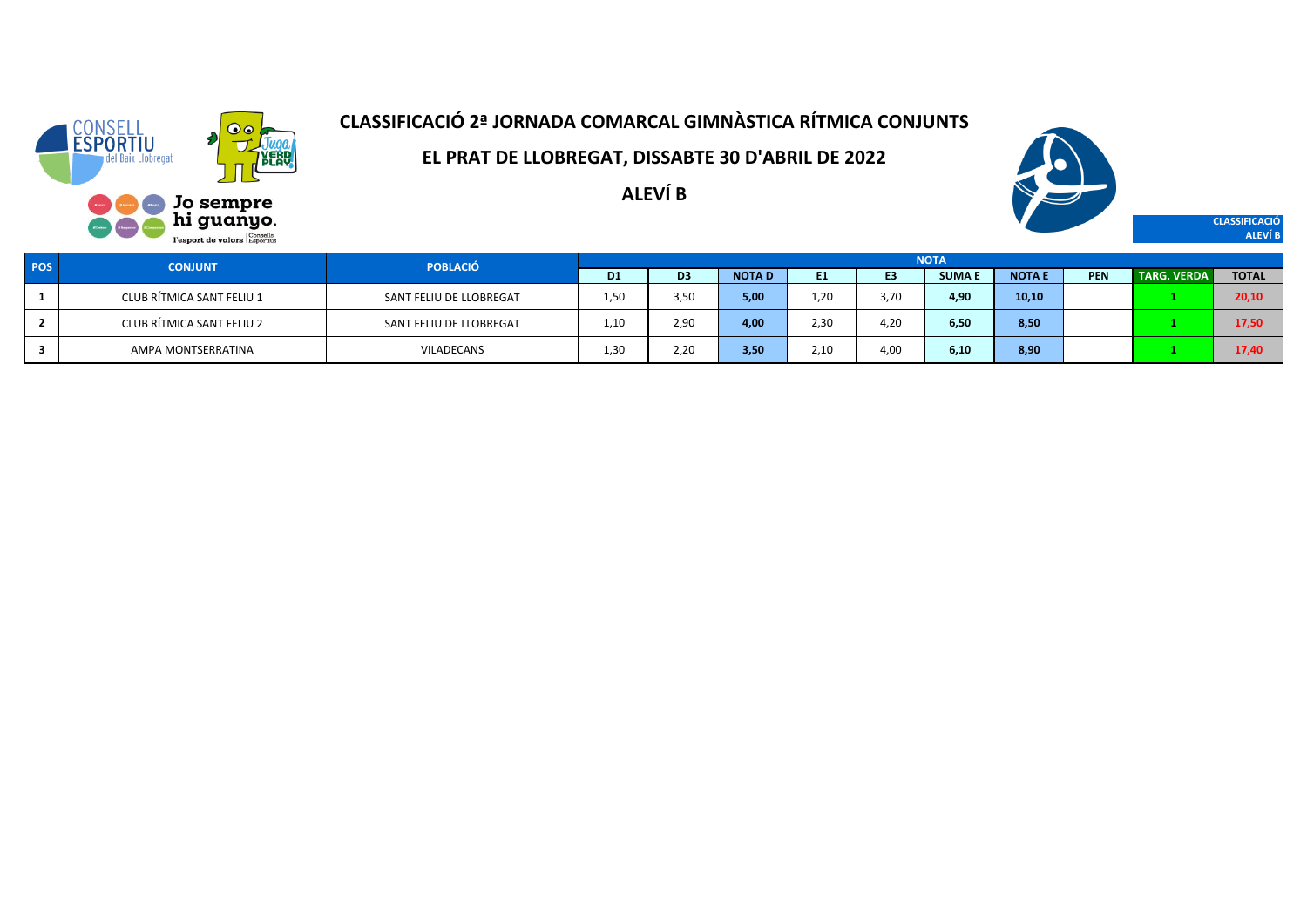# CLASSIFICACIÓ 2ª JORNADA COMARCAL GIMNÀSTICA RÍTMICA CONJUNTS

## EL PRAT DE LLOBREGAT, DISSABTE 30 D'ABRIL DE 2022

## ALEVÍ B

CLASSIFICACIÓ ALEVÍ B

| POS | CONJUNT | POBLACIÓ | NOTA | | | | | | | | | |
|---|---|---|---|---|---|---|---|---|---|---|---|---|
| | | | D1 | D3 | NOTA D | E1 | E3 | SUMA E | NOTA E | PEN | TARG. VERDA | TOTAL |
| 1 | CLUB RÍTMICA SANT FELIU 1 | SANT FELIU DE LLOBREGAT | 1,50 | 3,50 | **5,00** | 1,20 | 3,70 | **4,90** | **10,10** | | 1 | **20,10** |
| 2 | CLUB RÍTMICA SANT FELIU 2 | SANT FELIU DE LLOBREGAT | 1,10 | 2,90 | **4,00** | 2,30 | 4,20 | **6,50** | **8,50** | | 1 | **17,50** |
| 3 | AMPA MONTSERRATINA | VILADECANS | 1,30 | 2,20 | **3,50** | 2,10 | 4,00 | **6,10** | **8,90** | | 1 | **17,40** |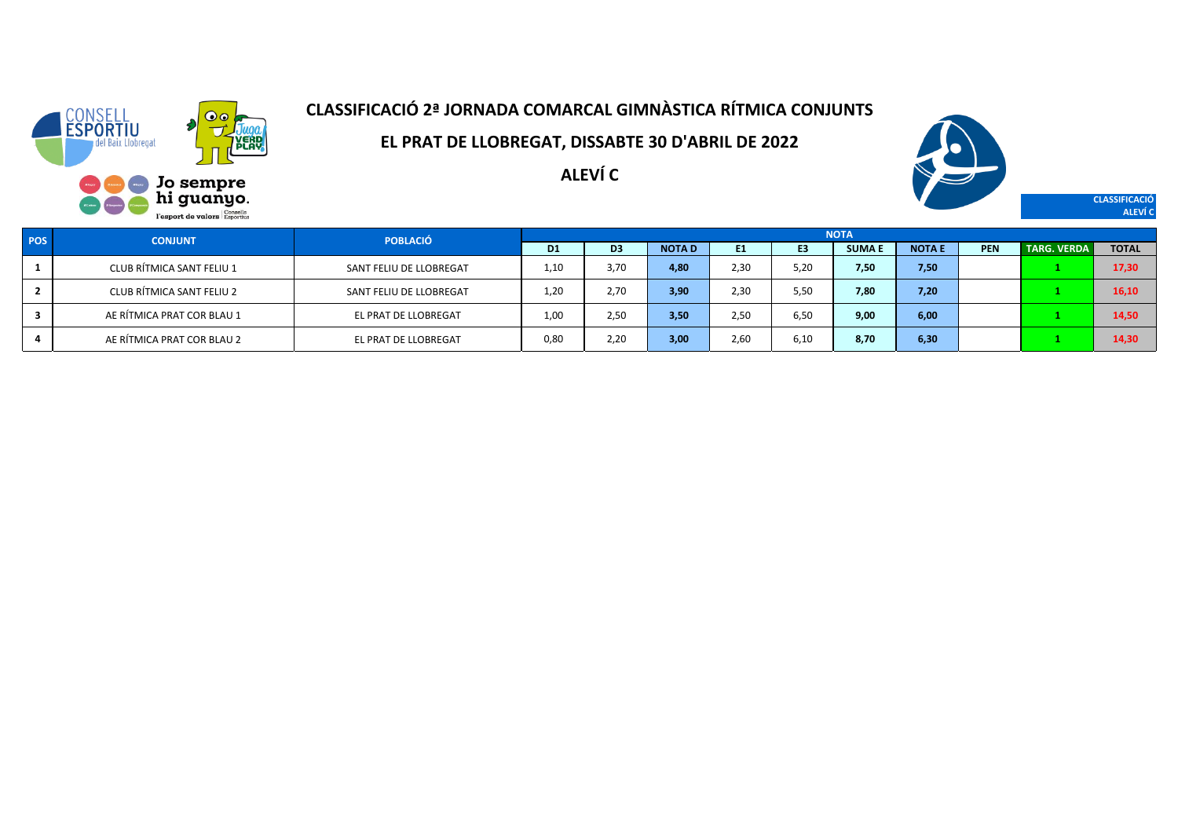# CLASSIFICACIÓ 2ª JORNADA COMARCAL GIMNÀSTICA RÍTMICA CONJUNTS

## EL PRAT DE LLOBREGAT, DISSABTE 30 D'ABRIL DE 2022

## ALEVÍ C

CLASSIFICACIÓ ALEVÍ C

| POS | CONJUNT | POBLACIÓ | NOTA | | | | | | | | | |
|---|---|---|---|---|---|---|---|---|---|---|---|---|
| | | | D1 | D3 | NOTA D | E1 | E3 | SUMA E | NOTA E | PEN | TARG. VERDA | TOTAL |
| 1 | CLUB RÍTMICA SANT FELIU 1 | SANT FELIU DE LLOBREGAT | 1,10 | 3,70 | 4,80 | 2,30 | 5,20 | 7,50 | 7,50 | | 1 | 17,30 |
| 2 | CLUB RÍTMICA SANT FELIU 2 | SANT FELIU DE LLOBREGAT | 1,20 | 2,70 | 3,90 | 2,30 | 5,50 | 7,80 | 7,20 | | 1 | 16,10 |
| 3 | AE RÍTMICA PRAT COR BLAU 1 | EL PRAT DE LLOBREGAT | 1,00 | 2,50 | 3,50 | 2,50 | 6,50 | 9,00 | 6,00 | | 1 | 14,50 |
| 4 | AE RÍTMICA PRAT COR BLAU 2 | EL PRAT DE LLOBREGAT | 0,80 | 2,20 | 3,00 | 2,60 | 6,10 | 8,70 | 6,30 | | 1 | 14,30 |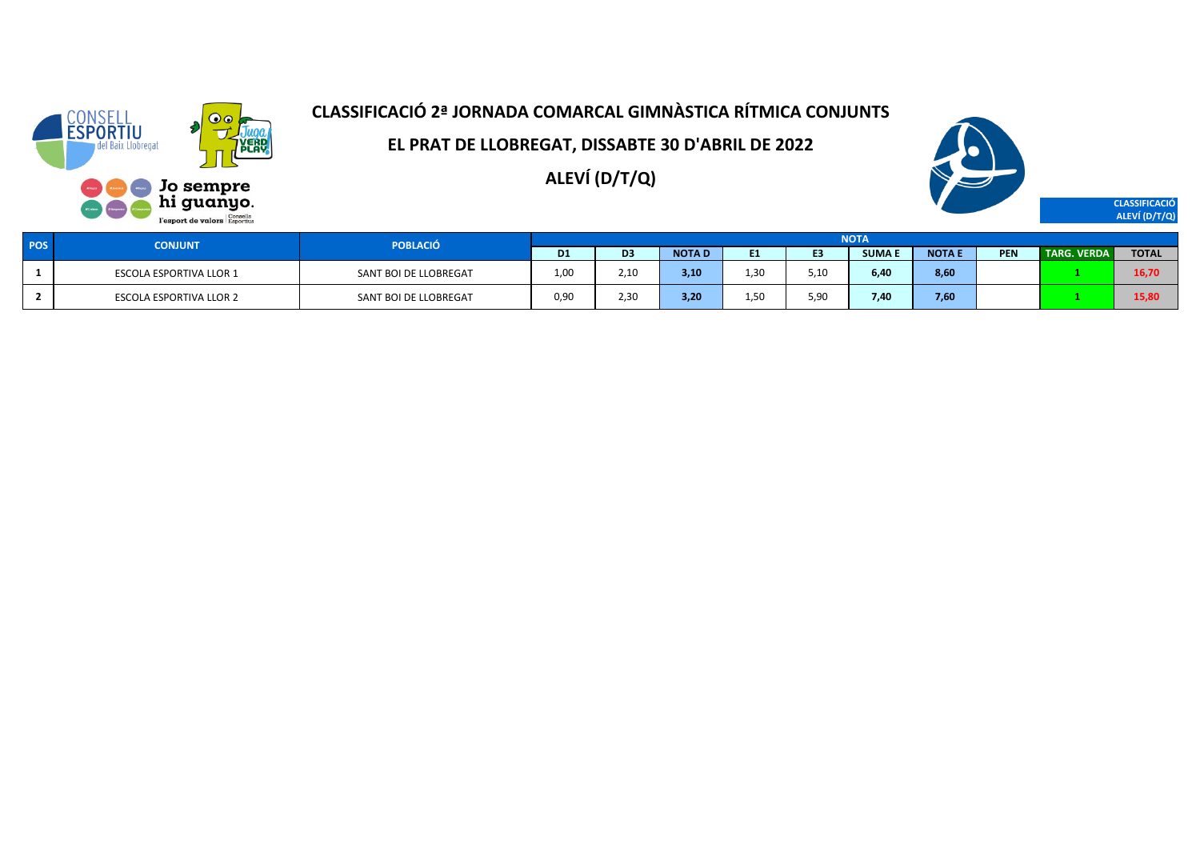# CLASSIFICACIÓ 2ª JORNADA COMARCAL GIMNÀSTICA RÍTMICA CONJUNTS

## EL PRAT DE LLOBREGAT, DISSABTE 30 D'ABRIL DE 2022

## ALEVÍ (D/T/Q)

CLASSIFICACIÓ ALEVÍ (D/T/Q)

| POS | CONJUNT | POBLACIÓ | NOTA | | | | | | | | | |
|---|---|---|---|---|---|---|---|---|---|---|---|---|
| | | | D1 | D3 | NOTA D | E1 | E3 | SUMA E | NOTA E | PEN | TARG. VERDA | TOTAL |
| 1 | ESCOLA ESPORTIVA LLOR 1 | SANT BOI DE LLOBREGAT | 1,00 | 2,10 | 3,10 | 1,30 | 5,10 | 6,40 | 8,60 | | 1 | 16,70 |
| 2 | ESCOLA ESPORTIVA LLOR 2 | SANT BOI DE LLOBREGAT | 0,90 | 2,30 | 3,20 | 1,50 | 5,90 | 7,40 | 7,60 | | 1 | 15,80 |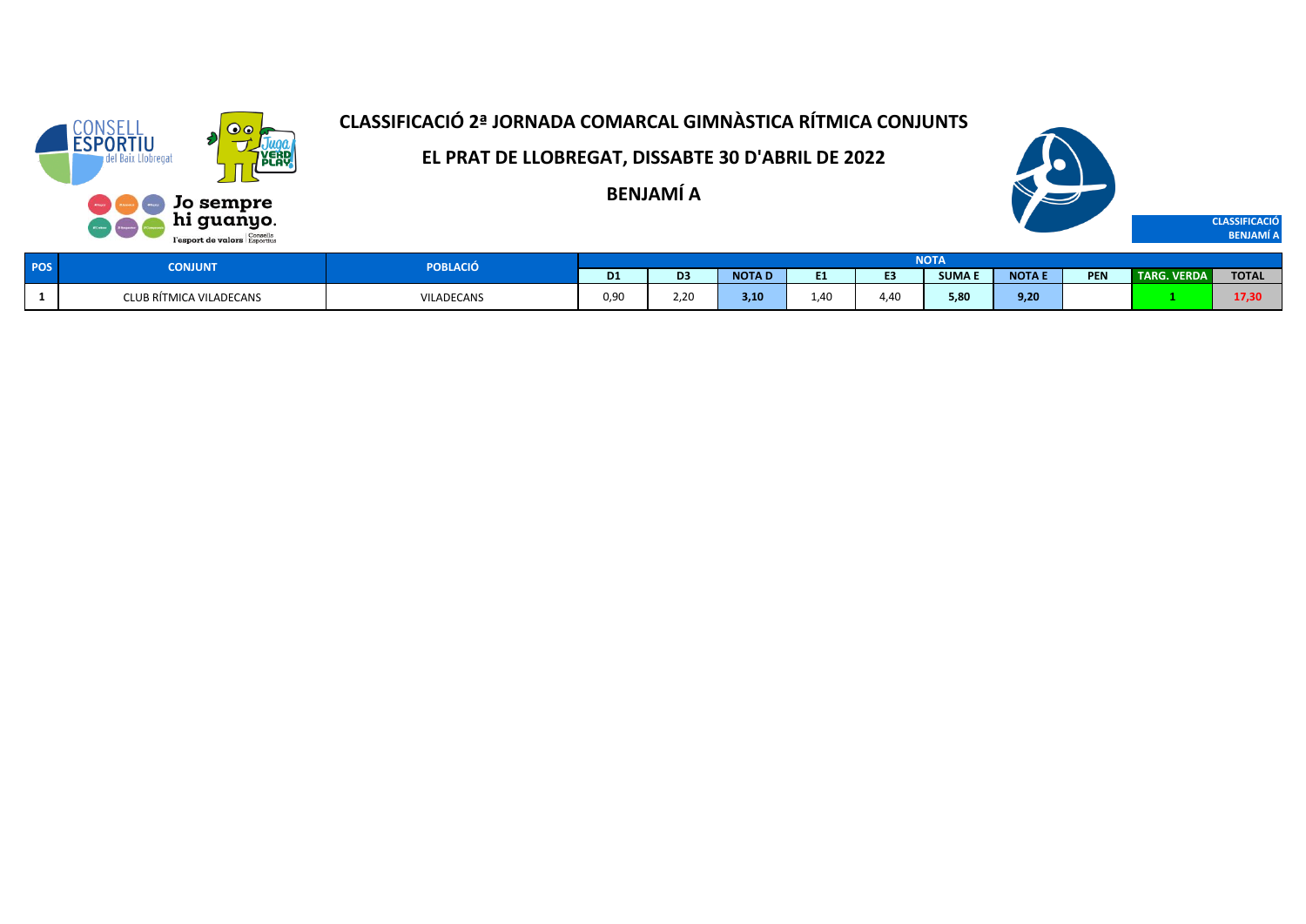# CLASSIFICACIÓ 2ª JORNADA COMARCAL GIMNÀSTICA RÍTMICA CONJUNTS

## EL PRAT DE LLOBREGAT, DISSABTE 30 D'ABRIL DE 2022

## BENJAMÍ A

CLASSIFICACIÓ BENJAMÍ A

| POS | CONJUNT | POBLACIÓ | NOTA | | | | | | | | | |
|---|---|---|---|---|---|---|---|---|---|---|---|---|
| | | | D1 | D3 | NOTA D | E1 | E3 | SUMA E | NOTA E | PEN | TARG. VERDA | TOTAL |
| 1 | CLUB RÍTMICA VILADECANS | VILADECANS | 0,90 | 2,20 | 3,10 | 1,40 | 4,40 | 5,80 | 9,20 | | 1 | 17,30 |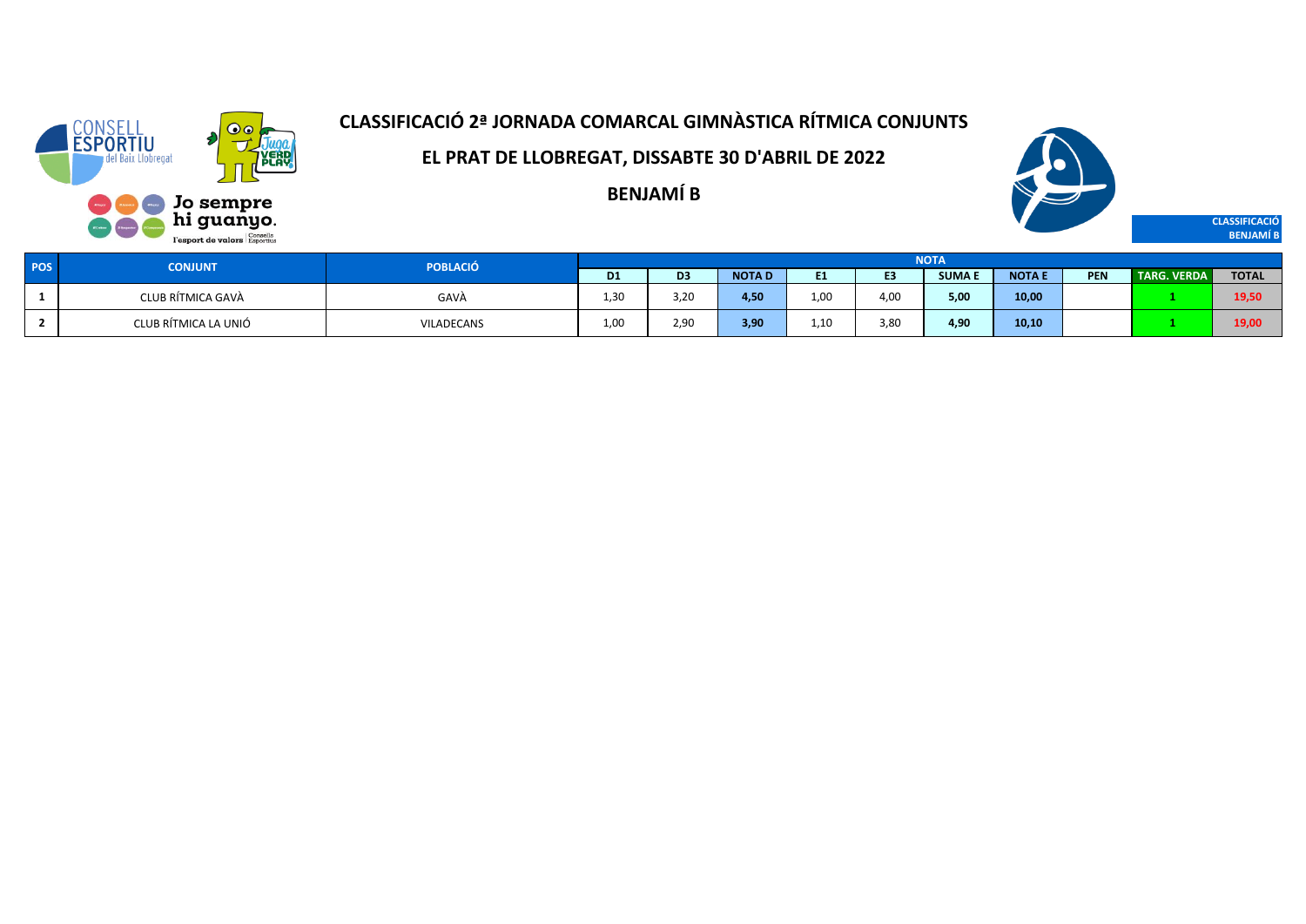# CLASSIFICACIÓ 2ª JORNADA COMARCAL GIMNÀSTICA RÍTMICA CONJUNTS

## EL PRAT DE LLOBREGAT, DISSABTE 30 D'ABRIL DE 2022

## BENJAMÍ B

**CLASSIFICACIÓ BENJAMÍ B**

| POS | CONJUNT | POBLACIÓ | NOTA | | | | | | | | | |
|---|---|---|---|---|---|---|---|---|---|---|---|---|
| | | | D1 | D3 | NOTA D | E1 | E3 | SUMA E | NOTA E | PEN | TARG. VERDA | TOTAL |
| 1 | CLUB RÍTMICA GAVÀ | GAVÀ | 1,30 | 3,20 | **4,50** | 1,00 | 4,00 | **5,00** | **10,00** | | **1** | **19,50** |
| 2 | CLUB RÍTMICA LA UNIÓ | VILADECANS | 1,00 | 2,90 | **3,90** | 1,10 | 3,80 | **4,90** | **10,10** | | **1** | **19,00** |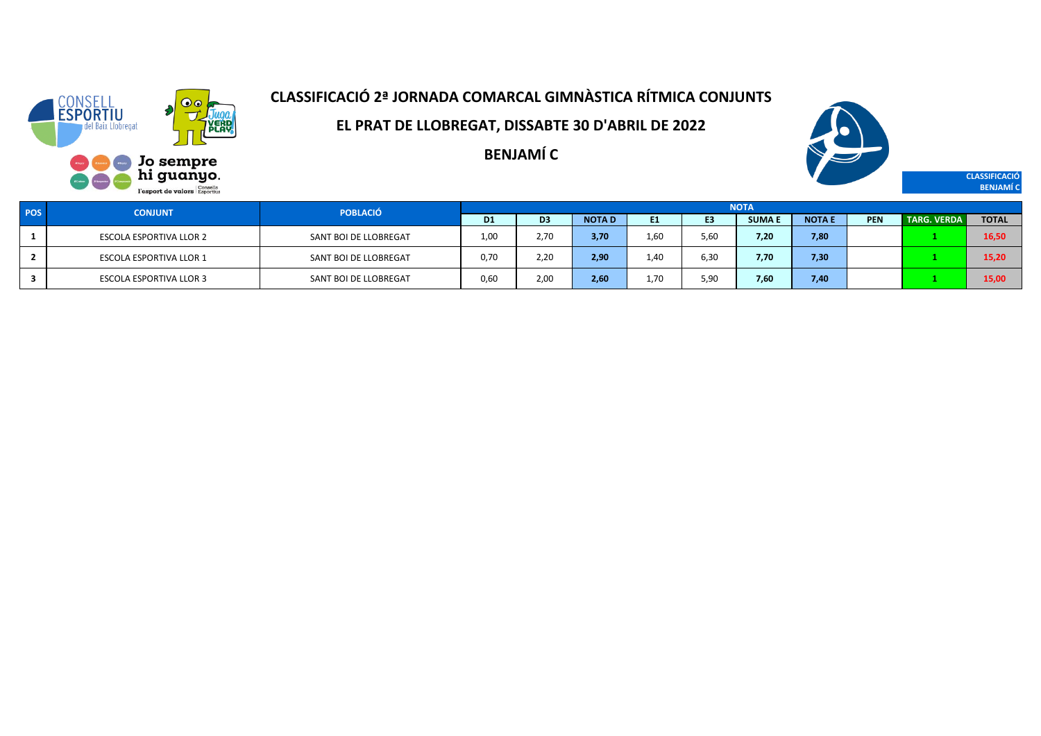# CLASSIFICACIÓ 2ª JORNADA COMARCAL GIMNÀSTICA RÍTMICA CONJUNTS

## EL PRAT DE LLOBREGAT, DISSABTE 30 D'ABRIL DE 2022

## BENJAMÍ C

CLASSIFICACIÓ BENJAMÍ C

| POS | CONJUNT | POBLACIÓ | NOTA | | | | | | | | | |
|---|---|---|---|---|---|---|---|---|---|---|---|---|
| | | | D1 | D3 | NOTA D | E1 | E3 | SUMA E | NOTA E | PEN | TARG. VERDA | TOTAL |
| 1 | ESCOLA ESPORTIVA LLOR 2 | SANT BOI DE LLOBREGAT | 1,00 | 2,70 | 3,70 | 1,60 | 5,60 | 7,20 | 7,80 | | 1 | 16,50 |
| 2 | ESCOLA ESPORTIVA LLOR 1 | SANT BOI DE LLOBREGAT | 0,70 | 2,20 | 2,90 | 1,40 | 6,30 | 7,70 | 7,30 | | 1 | 15,20 |
| 3 | ESCOLA ESPORTIVA LLOR 3 | SANT BOI DE LLOBREGAT | 0,60 | 2,00 | 2,60 | 1,70 | 5,90 | 7,60 | 7,40 | | 1 | 15,00 |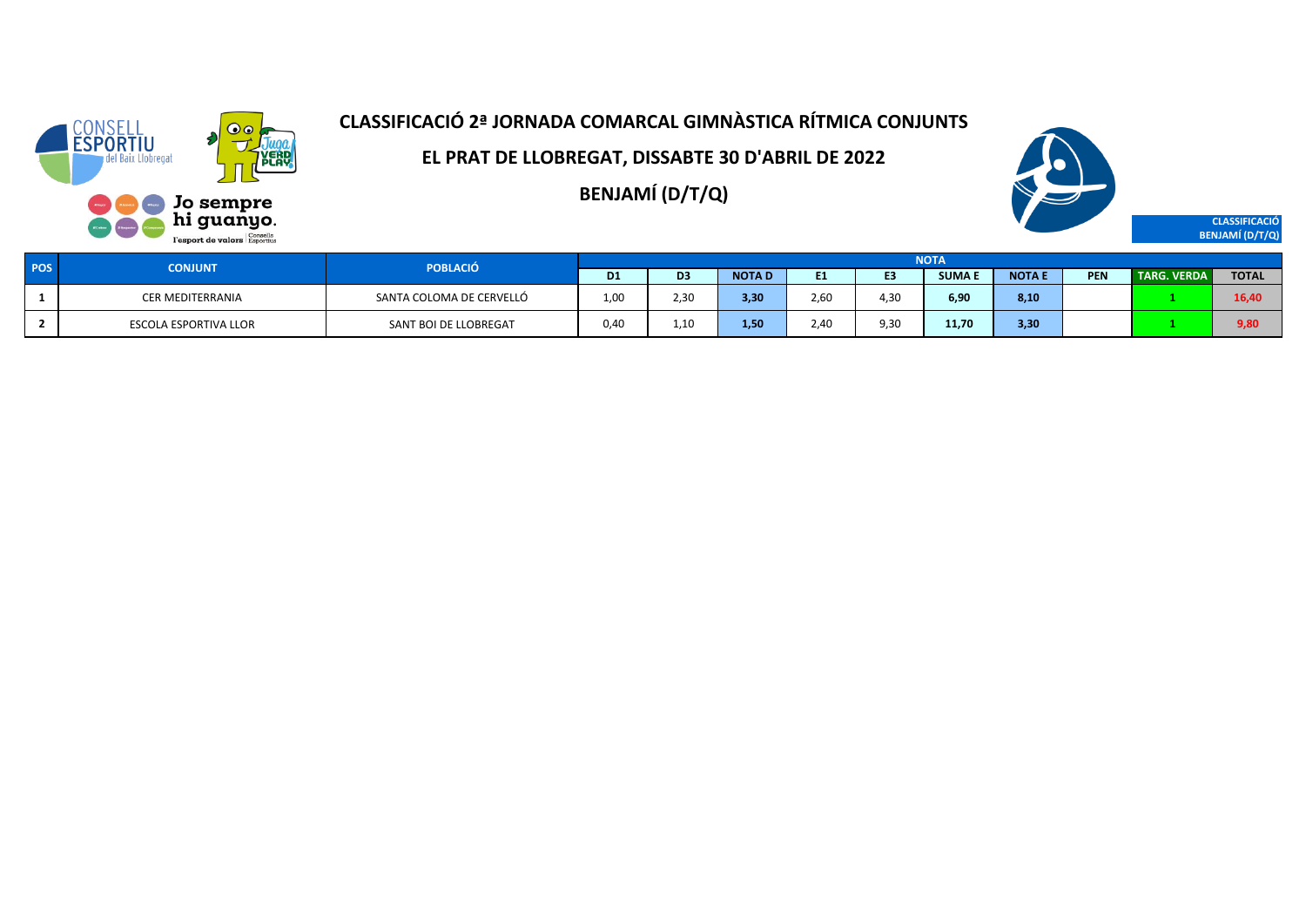# CLASSIFICACIÓ 2ª JORNADA COMARCAL GIMNÀSTICA RÍTMICA CONJUNTS

## EL PRAT DE LLOBREGAT, DISSABTE 30 D'ABRIL DE 2022

## BENJAMÍ (D/T/Q)

CLASSIFICACIÓ BENJAMÍ (D/T/Q)

| POS | CONJUNT | POBLACIÓ | NOTA | | | | | | | | | |
|---|---|---|---|---|---|---|---|---|---|---|---|---|
| | | | D1 | D3 | NOTA D | E1 | E3 | SUMA E | NOTA E | PEN | TARG. VERDA | TOTAL |
| 1 | CER MEDITERRANIA | SANTA COLOMA DE CERVELLÓ | 1,00 | 2,30 | 3,30 | 2,60 | 4,30 | 6,90 | 8,10 | | 1 | 16,40 |
| 2 | ESCOLA ESPORTIVA LLOR | SANT BOI DE LLOBREGAT | 0,40 | 1,10 | 1,50 | 2,40 | 9,30 | 11,70 | 3,30 | | 1 | 9,80 |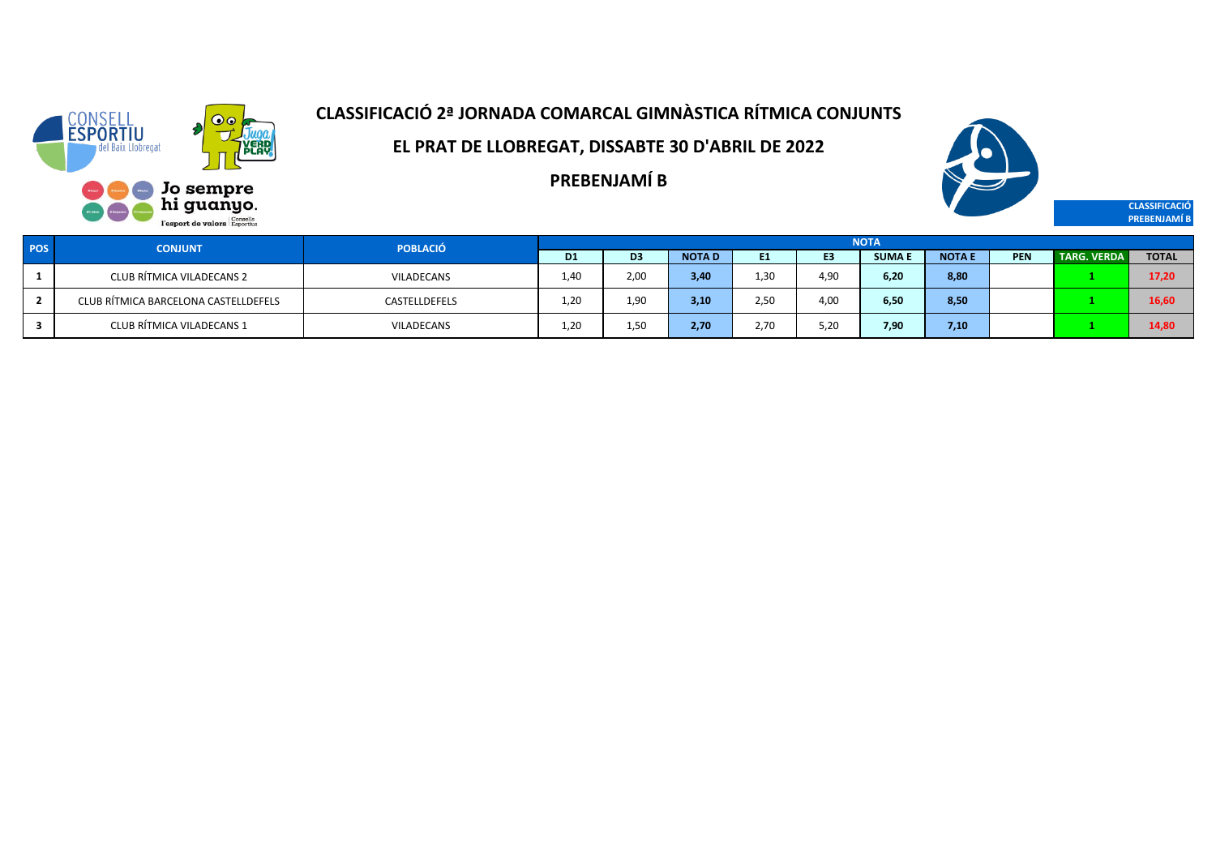# CLASSIFICACIÓ 2ª JORNADA COMARCAL GIMNÀSTICA RÍTMICA CONJUNTS

## EL PRAT DE LLOBREGAT, DISSABTE 30 D'ABRIL DE 2022

## PREBENJAMÍ B

CLASSIFICACIÓ PREBENJAMÍ B

| POS | CONJUNT | POBLACIÓ | NOTA | | | | | | | | | |
|---|---|---|---|---|---|---|---|---|---|---|---|---|
| | | | D1 | D3 | NOTA D | E1 | E3 | SUMA E | NOTA E | PEN | TARG. VERDA | TOTAL |
| 1 | CLUB RÍTMICA VILADECANS 2 | VILADECANS | 1,40 | 2,00 | 3,40 | 1,30 | 4,90 | 6,20 | 8,80 | | 1 | 17,20 |
| 2 | CLUB RÍTMICA BARCELONA CASTELLDEFELS | CASTELLDEFELS | 1,20 | 1,90 | 3,10 | 2,50 | 4,00 | 6,50 | 8,50 | | 1 | 16,60 |
| 3 | CLUB RÍTMICA VILADECANS 1 | VILADECANS | 1,20 | 1,50 | 2,70 | 2,70 | 5,20 | 7,90 | 7,10 | | 1 | 14,80 |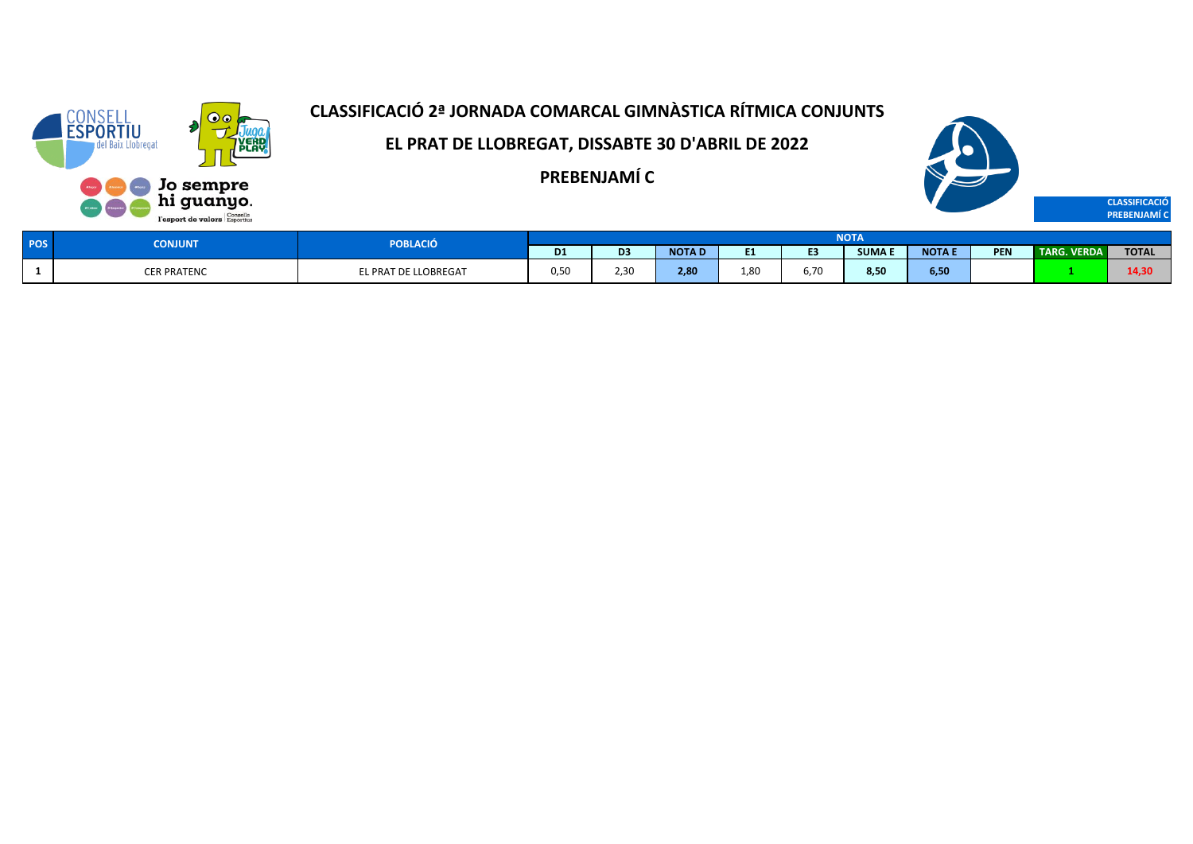# CLASSIFICACIÓ 2ª JORNADA COMARCAL GIMNÀSTICA RÍTMICA CONJUNTS

## EL PRAT DE LLOBREGAT, DISSABTE 30 D'ABRIL DE 2022

## PREBENJAMÍ C

**CLASSIFICACIÓ PREBENJAMÍ C**

| POS | CONJUNT | POBLACIÓ | NOTA | | | | | | | | | |
|---|---|---|---|---|---|---|---|---|---|---|---|---|
| | | | D1 | D3 | NOTA D | E1 | E3 | SUMA E | NOTA E | PEN | TARG. VERDA | TOTAL |
| 1 | CER PRATENC | EL PRAT DE LLOBREGAT | 0,50 | 2,30 | 2,80 | 1,80 | 6,70 | 8,50 | 6,50 | | 1 | 14,30 |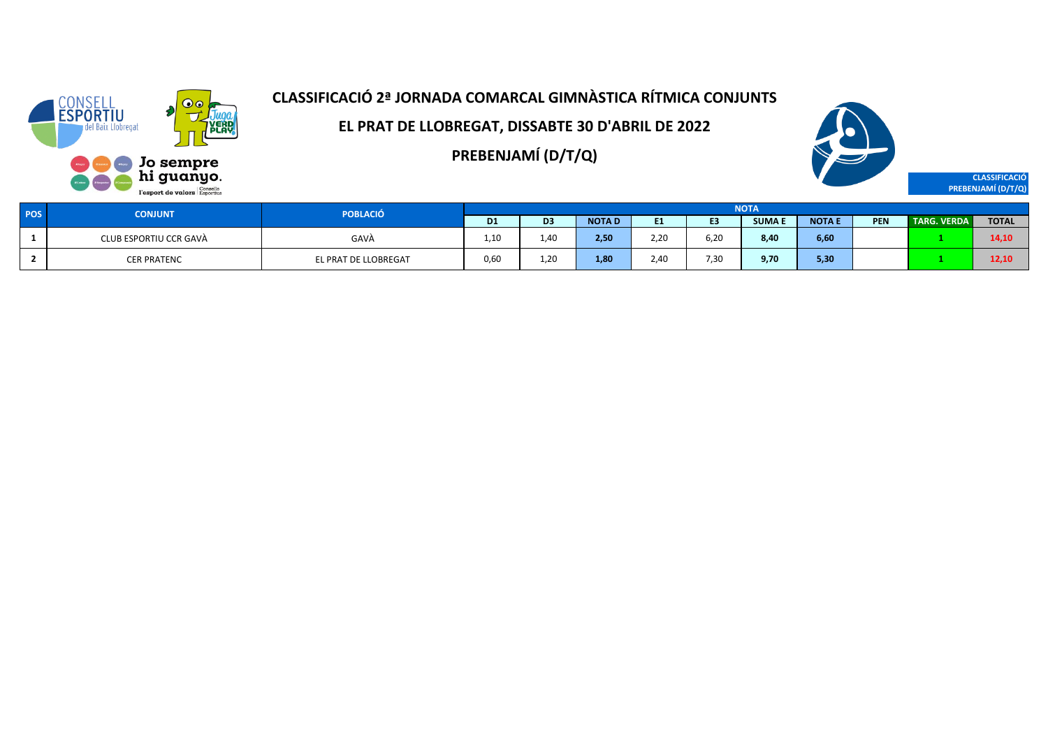# CLASSIFICACIÓ 2ª JORNADA COMARCAL GIMNÀSTICA RÍTMICA CONJUNTS

## EL PRAT DE LLOBREGAT, DISSABTE 30 D'ABRIL DE 2022

## PREBENJAMÍ (D/T/Q)

CLASSIFICACIÓ PREBENJAMÍ (D/T/Q)

| POS | CONJUNT | POBLACIÓ | NOTA | | | | | | | | | |
|---|---|---|---|---|---|---|---|---|---|---|---|---|
| | | | D1 | D3 | NOTA D | E1 | E3 | SUMA E | NOTA E | PEN | TARG. VERDA | TOTAL |
| 1 | CLUB ESPORTIU CCR GAVÀ | GAVÀ | 1,10 | 1,40 | 2,50 | 2,20 | 6,20 | 8,40 | 6,60 | | 1 | 14,10 |
| 2 | CER PRATENC | EL PRAT DE LLOBREGAT | 0,60 | 1,20 | 1,80 | 2,40 | 7,30 | 9,70 | 5,30 | | 1 | 12,10 |